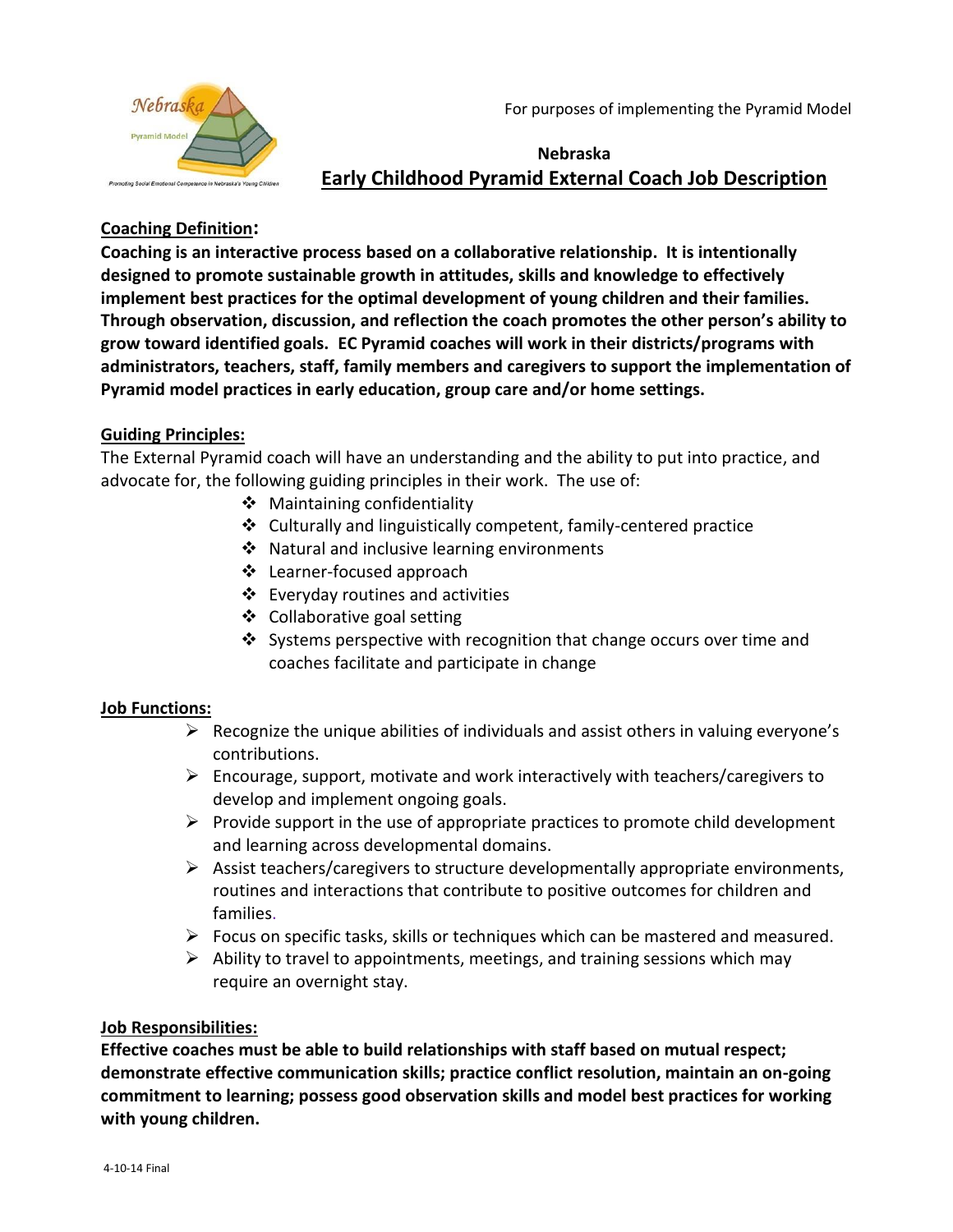For purposes of implementing the Pyramid Model

# Nebraska
# Early Childhood Pyramid External Coach Job Description

**Coaching Definition:**

**Coaching is an interactive process based on a collaborative relationship. It is intentionally designed to promote sustainable growth in attitudes, skills and knowledge to effectively implement best practices for the optimal development of young children and their families. Through observation, discussion, and reflection the coach promotes the other person's ability to grow toward identified goals. EC Pyramid coaches will work in their districts/programs with administrators, teachers, staff, family members and caregivers to support the implementation of Pyramid model practices in early education, group care and/or home settings.**

**Guiding Principles:**

The External Pyramid coach will have an understanding and the ability to put into practice, and advocate for, the following guiding principles in their work. The use of:

- Maintaining confidentiality
- Culturally and linguistically competent, family-centered practice
- Natural and inclusive learning environments
- Learner-focused approach
- Everyday routines and activities
- Collaborative goal setting
- Systems perspective with recognition that change occurs over time and coaches facilitate and participate in change

**Job Functions:**

- Recognize the unique abilities of individuals and assist others in valuing everyone's contributions.
- Encourage, support, motivate and work interactively with teachers/caregivers to develop and implement ongoing goals.
- Provide support in the use of appropriate practices to promote child development and learning across developmental domains.
- Assist teachers/caregivers to structure developmentally appropriate environments, routines and interactions that contribute to positive outcomes for children and families.
- Focus on specific tasks, skills or techniques which can be mastered and measured.
- Ability to travel to appointments, meetings, and training sessions which may require an overnight stay.

**Job Responsibilities:**

**Effective coaches must be able to build relationships with staff based on mutual respect; demonstrate effective communication skills; practice conflict resolution, maintain an on-going commitment to learning; possess good observation skills and model best practices for working with young children.**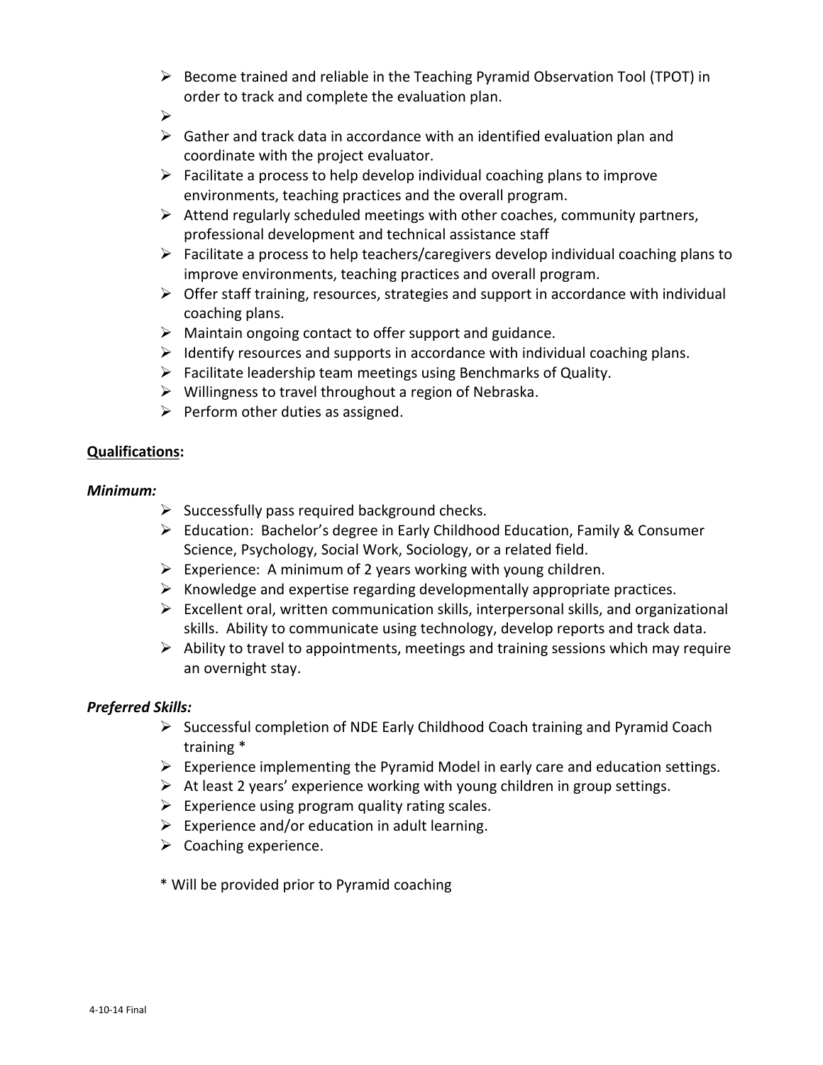- Become trained and reliable in the Teaching Pyramid Observation Tool (TPOT) in order to track and complete the evaluation plan.
- 
- Gather and track data in accordance with an identified evaluation plan and coordinate with the project evaluator.
- Facilitate a process to help develop individual coaching plans to improve environments, teaching practices and the overall program.
- Attend regularly scheduled meetings with other coaches, community partners, professional development and technical assistance staff
- Facilitate a process to help teachers/caregivers develop individual coaching plans to improve environments, teaching practices and overall program.
- Offer staff training, resources, strategies and support in accordance with individual coaching plans.
- Maintain ongoing contact to offer support and guidance.
- Identify resources and supports in accordance with individual coaching plans.
- Facilitate leadership team meetings using Benchmarks of Quality.
- Willingness to travel throughout a region of Nebraska.
- Perform other duties as assigned.

**<u>Qualifications</u>:**

***Minimum:***

- Successfully pass required background checks.
- Education: Bachelor's degree in Early Childhood Education, Family & Consumer Science, Psychology, Social Work, Sociology, or a related field.
- Experience: A minimum of 2 years working with young children.
- Knowledge and expertise regarding developmentally appropriate practices.
- Excellent oral, written communication skills, interpersonal skills, and organizational skills. Ability to communicate using technology, develop reports and track data.
- Ability to travel to appointments, meetings and training sessions which may require an overnight stay.

***Preferred Skills:***

- Successful completion of NDE Early Childhood Coach training and Pyramid Coach training *
- Experience implementing the Pyramid Model in early care and education settings.
- At least 2 years' experience working with young children in group settings.
- Experience using program quality rating scales.
- Experience and/or education in adult learning.
- Coaching experience.

\* Will be provided prior to Pyramid coaching

4-10-14 Final